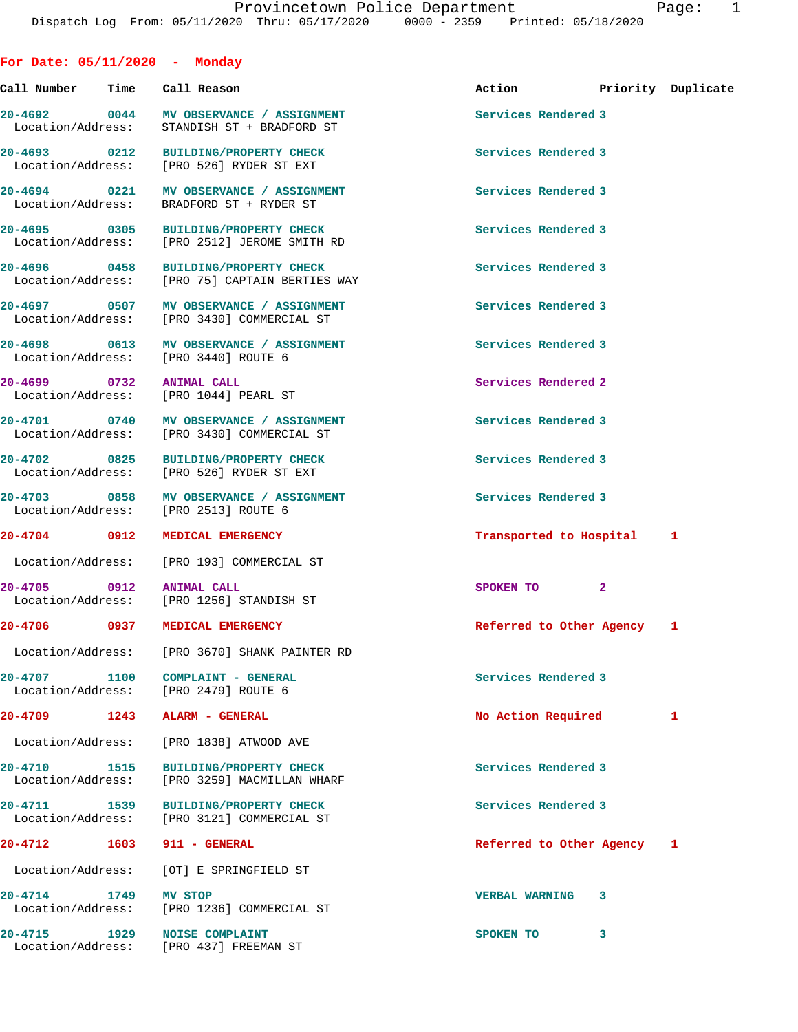Provincetown Police Department
Dispatch Log From: 05/11/2020 Thru: 05/17/2020 0000 - 2359 Printed: 05/18/2020

## For Date: 05/11/2020 - Monday

| Call Number | Time | Call Reason | Action | Priority | Duplicate |
|---|---|---|---|---|---|
| 20-4692 | 0044 | MV OBSERVANCE / ASSIGNMENT | Services Rendered | 3 | |
| Location/Address: | | STANDISH ST + BRADFORD ST | | | |
| 20-4693 | 0212 | BUILDING/PROPERTY CHECK | Services Rendered | 3 | |
| Location/Address: | | [PRO 526] RYDER ST EXT | | | |
| 20-4694 | 0221 | MV OBSERVANCE / ASSIGNMENT | Services Rendered | 3 | |
| Location/Address: | | BRADFORD ST + RYDER ST | | | |
| 20-4695 | 0305 | BUILDING/PROPERTY CHECK | Services Rendered | 3 | |
| Location/Address: | | [PRO 2512] JEROME SMITH RD | | | |
| 20-4696 | 0458 | BUILDING/PROPERTY CHECK | Services Rendered | 3 | |
| Location/Address: | | [PRO 75] CAPTAIN BERTIES WAY | | | |
| 20-4697 | 0507 | MV OBSERVANCE / ASSIGNMENT | Services Rendered | 3 | |
| Location/Address: | | [PRO 3430] COMMERCIAL ST | | | |
| 20-4698 | 0613 | MV OBSERVANCE / ASSIGNMENT | Services Rendered | 3 | |
| Location/Address: | | [PRO 3440] ROUTE 6 | | | |
| 20-4699 | 0732 | ANIMAL CALL | Services Rendered | 2 | |
| Location/Address: | | [PRO 1044] PEARL ST | | | |
| 20-4701 | 0740 | MV OBSERVANCE / ASSIGNMENT | Services Rendered | 3 | |
| Location/Address: | | [PRO 3430] COMMERCIAL ST | | | |
| 20-4702 | 0825 | BUILDING/PROPERTY CHECK | Services Rendered | 3 | |
| Location/Address: | | [PRO 526] RYDER ST EXT | | | |
| 20-4703 | 0858 | MV OBSERVANCE / ASSIGNMENT | Services Rendered | 3 | |
| Location/Address: | | [PRO 2513] ROUTE 6 | | | |
| 20-4704 | 0912 | MEDICAL EMERGENCY | Transported to Hospital | 1 | |
| Location/Address: | | [PRO 193] COMMERCIAL ST | | | |
| 20-4705 | 0912 | ANIMAL CALL | SPOKEN TO | 2 | |
| Location/Address: | | [PRO 1256] STANDISH ST | | | |
| 20-4706 | 0937 | MEDICAL EMERGENCY | Referred to Other Agency | 1 | |
| Location/Address: | | [PRO 3670] SHANK PAINTER RD | | | |
| 20-4707 | 1100 | COMPLAINT - GENERAL | Services Rendered | 3 | |
| Location/Address: | | [PRO 2479] ROUTE 6 | | | |
| 20-4709 | 1243 | ALARM - GENERAL | No Action Required | 1 | |
| Location/Address: | | [PRO 1838] ATWOOD AVE | | | |
| 20-4710 | 1515 | BUILDING/PROPERTY CHECK | Services Rendered | 3 | |
| Location/Address: | | [PRO 3259] MACMILLAN WHARF | | | |
| 20-4711 | 1539 | BUILDING/PROPERTY CHECK | Services Rendered | 3 | |
| Location/Address: | | [PRO 3121] COMMERCIAL ST | | | |
| 20-4712 | 1603 | 911 - GENERAL | Referred to Other Agency | 1 | |
| Location/Address: | | [OT] E SPRINGFIELD ST | | | |
| 20-4714 | 1749 | MV STOP | VERBAL WARNING | 3 | |
| Location/Address: | | [PRO 1236] COMMERCIAL ST | | | |
| 20-4715 | 1929 | NOISE COMPLAINT | SPOKEN TO | 3 | |
| Location/Address: | | [PRO 437] FREEMAN ST | | | |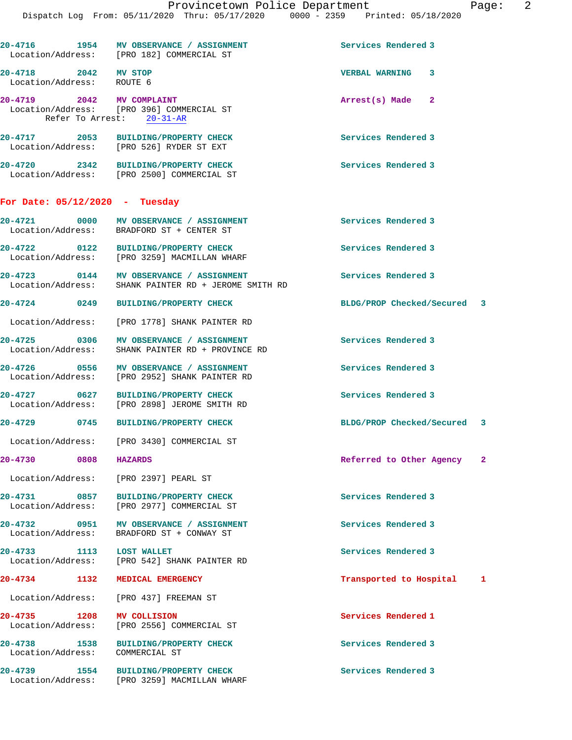20-4716 1954 **MV OBSERVANCE / ASSIGNMENT** Services Rendered 3
Location/Address: [PRO 182] COMMERCIAL ST

20-4718 2042 **MV STOP** VERBAL WARNING 3
Location/Address: ROUTE 6

20-4719 2042 **MV COMPLAINT** Arrest(s) Made 2
Location/Address: [PRO 396] COMMERCIAL ST
Refer To Arrest: 20-31-AR

20-4717 2053 **BUILDING/PROPERTY CHECK** Services Rendered 3
Location/Address: [PRO 526] RYDER ST EXT

20-4720 2342 **BUILDING/PROPERTY CHECK** Services Rendered 3
Location/Address: [PRO 2500] COMMERCIAL ST

## For Date: 05/12/2020 - Tuesday

20-4721 0000 **MV OBSERVANCE / ASSIGNMENT** Services Rendered 3
Location/Address: BRADFORD ST + CENTER ST

20-4722 0122 **BUILDING/PROPERTY CHECK** Services Rendered 3
Location/Address: [PRO 3259] MACMILLAN WHARF

20-4723 0144 **MV OBSERVANCE / ASSIGNMENT** Services Rendered 3
Location/Address: SHANK PAINTER RD + JEROME SMITH RD

20-4724 0249 **BUILDING/PROPERTY CHECK** BLDG/PROP Checked/Secured 3
Location/Address: [PRO 1778] SHANK PAINTER RD

20-4725 0306 **MV OBSERVANCE / ASSIGNMENT** Services Rendered 3
Location/Address: SHANK PAINTER RD + PROVINCE RD

20-4726 0556 **MV OBSERVANCE / ASSIGNMENT** Services Rendered 3
Location/Address: [PRO 2952] SHANK PAINTER RD

20-4727 0627 **BUILDING/PROPERTY CHECK** Services Rendered 3
Location/Address: [PRO 2898] JEROME SMITH RD

20-4729 0745 **BUILDING/PROPERTY CHECK** BLDG/PROP Checked/Secured 3
Location/Address: [PRO 3430] COMMERCIAL ST

20-4730 0808 **HAZARDS** Referred to Other Agency 2
Location/Address: [PRO 2397] PEARL ST

20-4731 0857 **BUILDING/PROPERTY CHECK** Services Rendered 3
Location/Address: [PRO 2977] COMMERCIAL ST

20-4732 0951 **MV OBSERVANCE / ASSIGNMENT** Services Rendered 3
Location/Address: BRADFORD ST + CONWAY ST

20-4733 1113 **LOST WALLET** Services Rendered 3
Location/Address: [PRO 542] SHANK PAINTER RD

20-4734 1132 **MEDICAL EMERGENCY** Transported to Hospital 1
Location/Address: [PRO 437] FREEMAN ST

20-4735 1208 **MV COLLISION** Services Rendered 1
Location/Address: [PRO 2556] COMMERCIAL ST

20-4738 1538 **BUILDING/PROPERTY CHECK** Services Rendered 3
Location/Address: COMMERCIAL ST

20-4739 1554 **BUILDING/PROPERTY CHECK** Services Rendered 3
Location/Address: [PRO 3259] MACMILLAN WHARF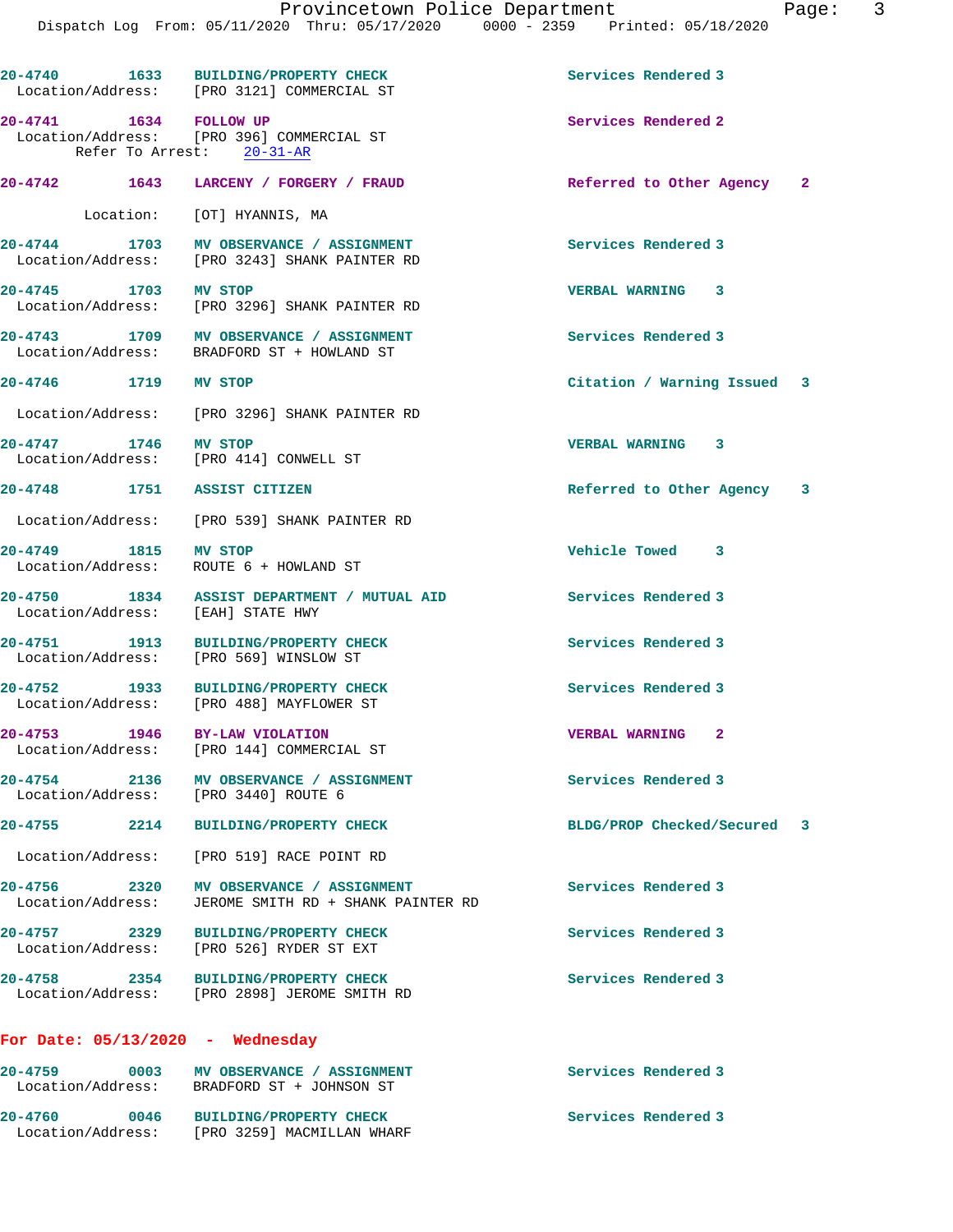20-4740 1633 BUILDING/PROPERTY CHECK Services Rendered 3
Location/Address: [PRO 3121] COMMERCIAL ST

20-4741 1634 FOLLOW UP Services Rendered 2
Location/Address: [PRO 396] COMMERCIAL ST
Refer To Arrest: 20-31-AR

20-4742 1643 LARCENY / FORGERY / FRAUD Referred to Other Agency 2
Location: [OT] HYANNIS, MA

20-4744 1703 MV OBSERVANCE / ASSIGNMENT Services Rendered 3
Location/Address: [PRO 3243] SHANK PAINTER RD

20-4745 1703 MV STOP VERBAL WARNING 3
Location/Address: [PRO 3296] SHANK PAINTER RD

20-4743 1709 MV OBSERVANCE / ASSIGNMENT Services Rendered 3
Location/Address: BRADFORD ST + HOWLAND ST

20-4746 1719 MV STOP Citation / Warning Issued 3
Location/Address: [PRO 3296] SHANK PAINTER RD

20-4747 1746 MV STOP VERBAL WARNING 3
Location/Address: [PRO 414] CONWELL ST

20-4748 1751 ASSIST CITIZEN Referred to Other Agency 3
Location/Address: [PRO 539] SHANK PAINTER RD

20-4749 1815 MV STOP Vehicle Towed 3
Location/Address: ROUTE 6 + HOWLAND ST

20-4750 1834 ASSIST DEPARTMENT / MUTUAL AID Services Rendered 3
Location/Address: [EAH] STATE HWY

20-4751 1913 BUILDING/PROPERTY CHECK Services Rendered 3
Location/Address: [PRO 569] WINSLOW ST

20-4752 1933 BUILDING/PROPERTY CHECK Services Rendered 3
Location/Address: [PRO 488] MAYFLOWER ST

20-4753 1946 BY-LAW VIOLATION VERBAL WARNING 2
Location/Address: [PRO 144] COMMERCIAL ST

20-4754 2136 MV OBSERVANCE / ASSIGNMENT Services Rendered 3
Location/Address: [PRO 3440] ROUTE 6

20-4755 2214 BUILDING/PROPERTY CHECK BLDG/PROP Checked/Secured 3
Location/Address: [PRO 519] RACE POINT RD

20-4756 2320 MV OBSERVANCE / ASSIGNMENT Services Rendered 3
Location/Address: JEROME SMITH RD + SHANK PAINTER RD

20-4757 2329 BUILDING/PROPERTY CHECK Services Rendered 3
Location/Address: [PRO 526] RYDER ST EXT

20-4758 2354 BUILDING/PROPERTY CHECK Services Rendered 3
Location/Address: [PRO 2898] JEROME SMITH RD

**For Date: 05/13/2020 - Wednesday**

20-4759 0003 MV OBSERVANCE / ASSIGNMENT Services Rendered 3
Location/Address: BRADFORD ST + JOHNSON ST

20-4760 0046 BUILDING/PROPERTY CHECK Services Rendered 3
Location/Address: [PRO 3259] MACMILLAN WHARF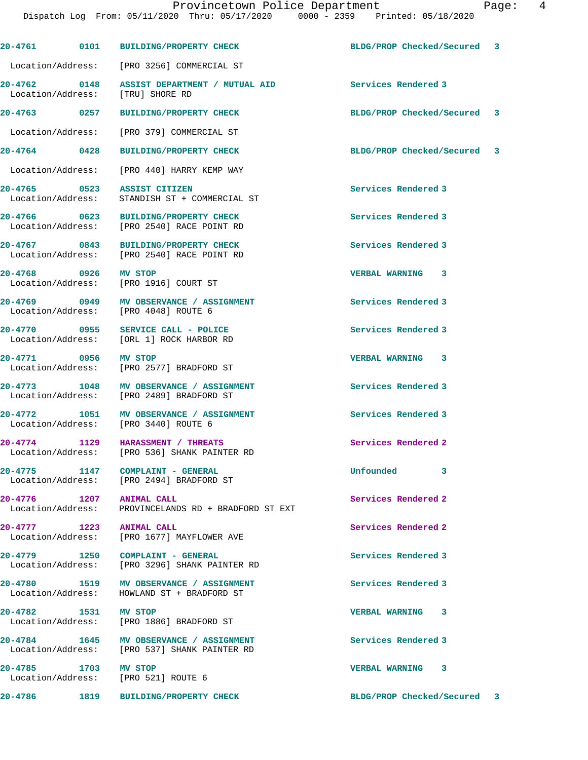| Call Number | Time | Call Reason | Action | Priority |
|---|---|---|---|---|
| 20-4761 | 0101 | BUILDING/PROPERTY CHECK | BLDG/PROP Checked/Secured | 3 |
| Location/Address: | | [PRO 3256] COMMERCIAL ST | | |
| 20-4762 | 0148 | ASSIST DEPARTMENT / MUTUAL AID | Services Rendered | 3 |
| Location/Address: | | [TRU] SHORE RD | | |
| 20-4763 | 0257 | BUILDING/PROPERTY CHECK | BLDG/PROP Checked/Secured | 3 |
| Location/Address: | | [PRO 379] COMMERCIAL ST | | |
| 20-4764 | 0428 | BUILDING/PROPERTY CHECK | BLDG/PROP Checked/Secured | 3 |
| Location/Address: | | [PRO 440] HARRY KEMP WAY | | |
| 20-4765 | 0523 | ASSIST CITIZEN | Services Rendered | 3 |
| Location/Address: | | STANDISH ST + COMMERCIAL ST | | |
| 20-4766 | 0623 | BUILDING/PROPERTY CHECK | Services Rendered | 3 |
| Location/Address: | | [PRO 2540] RACE POINT RD | | |
| 20-4767 | 0843 | BUILDING/PROPERTY CHECK | Services Rendered | 3 |
| Location/Address: | | [PRO 2540] RACE POINT RD | | |
| 20-4768 | 0926 | MV STOP | VERBAL WARNING | 3 |
| Location/Address: | | [PRO 1916] COURT ST | | |
| 20-4769 | 0949 | MV OBSERVANCE / ASSIGNMENT | Services Rendered | 3 |
| Location/Address: | | [PRO 4048] ROUTE 6 | | |
| 20-4770 | 0955 | SERVICE CALL - POLICE | Services Rendered | 3 |
| Location/Address: | | [ORL 1] ROCK HARBOR RD | | |
| 20-4771 | 0956 | MV STOP | VERBAL WARNING | 3 |
| Location/Address: | | [PRO 2577] BRADFORD ST | | |
| 20-4773 | 1048 | MV OBSERVANCE / ASSIGNMENT | Services Rendered | 3 |
| Location/Address: | | [PRO 2489] BRADFORD ST | | |
| 20-4772 | 1051 | MV OBSERVANCE / ASSIGNMENT | Services Rendered | 3 |
| Location/Address: | | [PRO 3440] ROUTE 6 | | |
| 20-4774 | 1129 | HARASSMENT / THREATS | Services Rendered | 2 |
| Location/Address: | | [PRO 536] SHANK PAINTER RD | | |
| 20-4775 | 1147 | COMPLAINT - GENERAL | Unfounded | 3 |
| Location/Address: | | [PRO 2494] BRADFORD ST | | |
| 20-4776 | 1207 | ANIMAL CALL | Services Rendered | 2 |
| Location/Address: | | PROVINCELANDS RD + BRADFORD ST EXT | | |
| 20-4777 | 1223 | ANIMAL CALL | Services Rendered | 2 |
| Location/Address: | | [PRO 1677] MAYFLOWER AVE | | |
| 20-4779 | 1250 | COMPLAINT - GENERAL | Services Rendered | 3 |
| Location/Address: | | [PRO 3296] SHANK PAINTER RD | | |
| 20-4780 | 1519 | MV OBSERVANCE / ASSIGNMENT | Services Rendered | 3 |
| Location/Address: | | HOWLAND ST + BRADFORD ST | | |
| 20-4782 | 1531 | MV STOP | VERBAL WARNING | 3 |
| Location/Address: | | [PRO 1886] BRADFORD ST | | |
| 20-4784 | 1645 | MV OBSERVANCE / ASSIGNMENT | Services Rendered | 3 |
| Location/Address: | | [PRO 537] SHANK PAINTER RD | | |
| 20-4785 | 1703 | MV STOP | VERBAL WARNING | 3 |
| Location/Address: | | [PRO 521] ROUTE 6 | | |
| 20-4786 | 1819 | BUILDING/PROPERTY CHECK | BLDG/PROP Checked/Secured | 3 |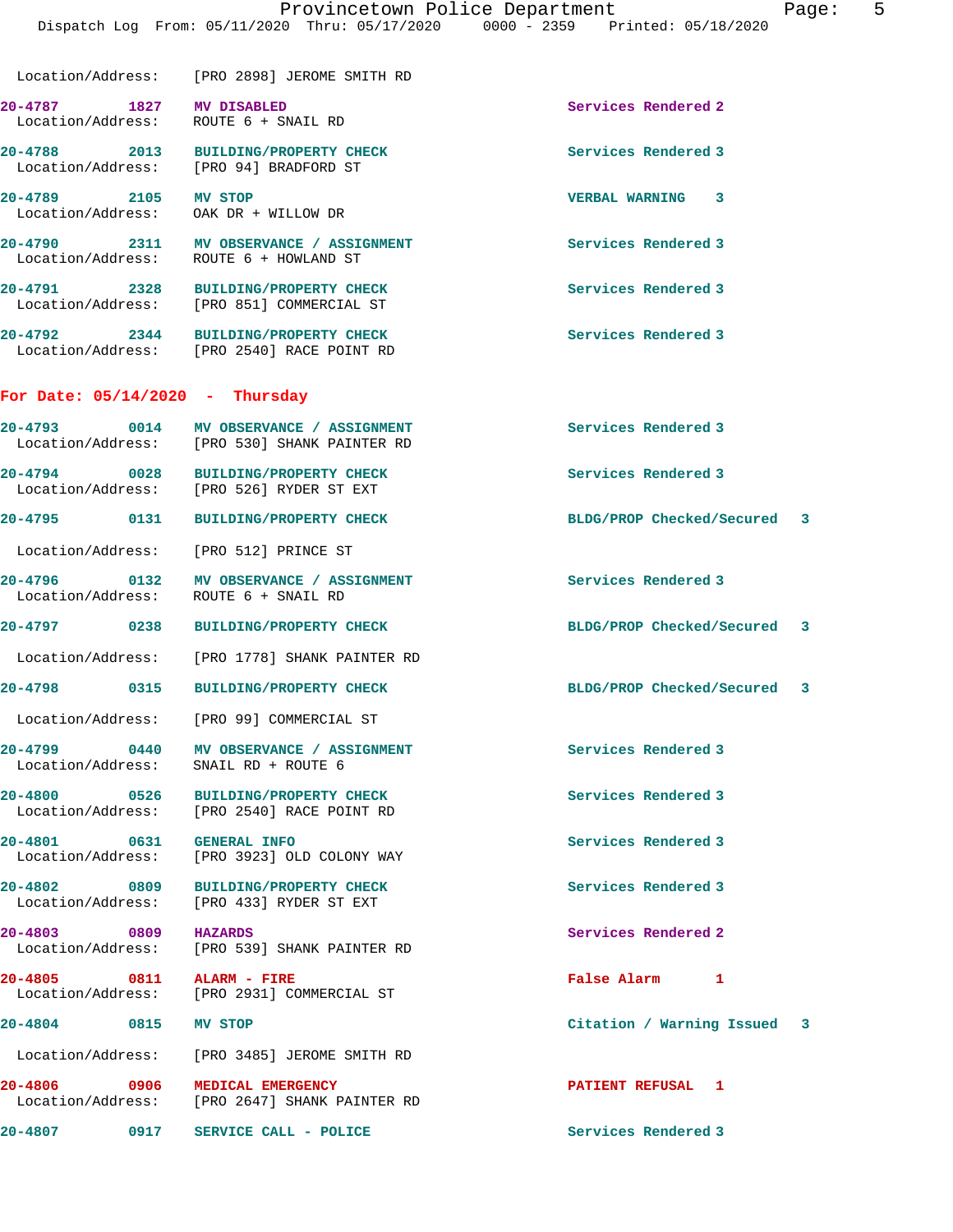Location/Address: [PRO 2898] JEROME SMITH RD

| Call # | Time | Call Type | Disposition |
|---|---|---|---|
| 20-4787 | 1827 | MV DISABLED | Services Rendered 2 |
| | | Location/Address: ROUTE 6 + SNAIL RD | |
| 20-4788 | 2013 | BUILDING/PROPERTY CHECK | Services Rendered 3 |
| | | Location/Address: [PRO 94] BRADFORD ST | |
| 20-4789 | 2105 | MV STOP | VERBAL WARNING 3 |
| | | Location/Address: OAK DR + WILLOW DR | |
| 20-4790 | 2311 | MV OBSERVANCE / ASSIGNMENT | Services Rendered 3 |
| | | Location/Address: ROUTE 6 + HOWLAND ST | |
| 20-4791 | 2328 | BUILDING/PROPERTY CHECK | Services Rendered 3 |
| | | Location/Address: [PRO 851] COMMERCIAL ST | |
| 20-4792 | 2344 | BUILDING/PROPERTY CHECK | Services Rendered 3 |
| | | Location/Address: [PRO 2540] RACE POINT RD | |

**For Date: 05/14/2020 - Thursday**

| Call # | Time | Call Type | Disposition |
|---|---|---|---|
| 20-4793 | 0014 | MV OBSERVANCE / ASSIGNMENT | Services Rendered 3 |
| | | Location/Address: [PRO 530] SHANK PAINTER RD | |
| 20-4794 | 0028 | BUILDING/PROPERTY CHECK | Services Rendered 3 |
| | | Location/Address: [PRO 526] RYDER ST EXT | |
| 20-4795 | 0131 | BUILDING/PROPERTY CHECK | BLDG/PROP Checked/Secured 3 |
| | | Location/Address: [PRO 512] PRINCE ST | |
| 20-4796 | 0132 | MV OBSERVANCE / ASSIGNMENT | Services Rendered 3 |
| | | Location/Address: ROUTE 6 + SNAIL RD | |
| 20-4797 | 0238 | BUILDING/PROPERTY CHECK | BLDG/PROP Checked/Secured 3 |
| | | Location/Address: [PRO 1778] SHANK PAINTER RD | |
| 20-4798 | 0315 | BUILDING/PROPERTY CHECK | BLDG/PROP Checked/Secured 3 |
| | | Location/Address: [PRO 99] COMMERCIAL ST | |
| 20-4799 | 0440 | MV OBSERVANCE / ASSIGNMENT | Services Rendered 3 |
| | | Location/Address: SNAIL RD + ROUTE 6 | |
| 20-4800 | 0526 | BUILDING/PROPERTY CHECK | Services Rendered 3 |
| | | Location/Address: [PRO 2540] RACE POINT RD | |
| 20-4801 | 0631 | GENERAL INFO | Services Rendered 3 |
| | | Location/Address: [PRO 3923] OLD COLONY WAY | |
| 20-4802 | 0809 | BUILDING/PROPERTY CHECK | Services Rendered 3 |
| | | Location/Address: [PRO 433] RYDER ST EXT | |
| 20-4803 | 0809 | HAZARDS | Services Rendered 2 |
| | | Location/Address: [PRO 539] SHANK PAINTER RD | |
| 20-4805 | 0811 | ALARM - FIRE | False Alarm 1 |
| | | Location/Address: [PRO 2931] COMMERCIAL ST | |
| 20-4804 | 0815 | MV STOP | Citation / Warning Issued 3 |
| | | Location/Address: [PRO 3485] JEROME SMITH RD | |
| 20-4806 | 0906 | MEDICAL EMERGENCY | PATIENT REFUSAL 1 |
| | | Location/Address: [PRO 2647] SHANK PAINTER RD | |
| 20-4807 | 0917 | SERVICE CALL - POLICE | Services Rendered 3 |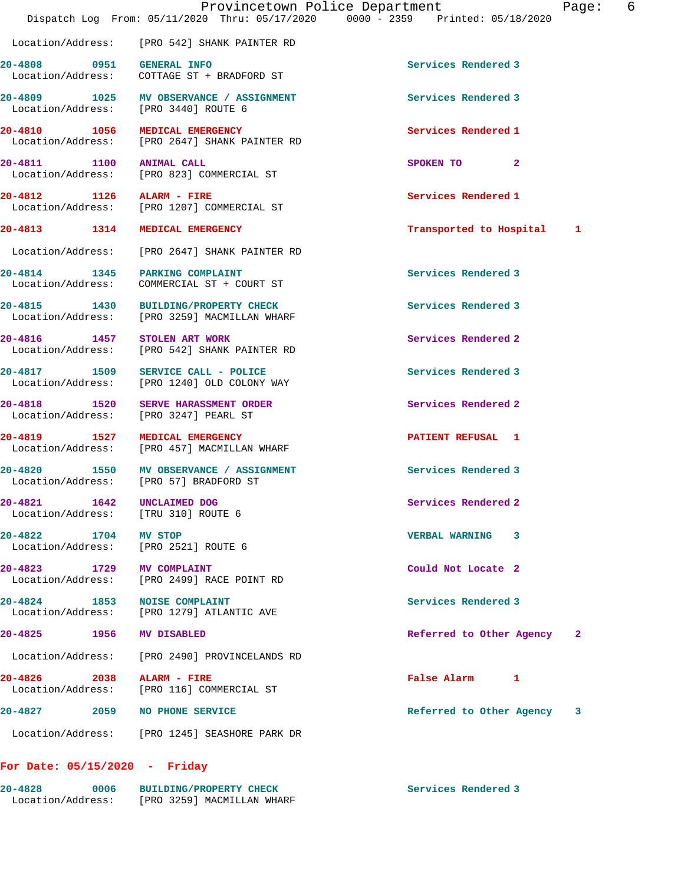Location/Address: [PRO 542] SHANK PAINTER RD

20-4808 0951 GENERAL INFO Services Rendered 3
Location/Address: COTTAGE ST + BRADFORD ST

20-4809 1025 MV OBSERVANCE / ASSIGNMENT Services Rendered 3
Location/Address: [PRO 3440] ROUTE 6

20-4810 1056 MEDICAL EMERGENCY Services Rendered 1
Location/Address: [PRO 2647] SHANK PAINTER RD

20-4811 1100 ANIMAL CALL SPOKEN TO 2
Location/Address: [PRO 823] COMMERCIAL ST

20-4812 1126 ALARM - FIRE Services Rendered 1
Location/Address: [PRO 1207] COMMERCIAL ST

20-4813 1314 MEDICAL EMERGENCY Transported to Hospital 1
Location/Address: [PRO 2647] SHANK PAINTER RD

20-4814 1345 PARKING COMPLAINT Services Rendered 3
Location/Address: COMMERCIAL ST + COURT ST

20-4815 1430 BUILDING/PROPERTY CHECK Services Rendered 3
Location/Address: [PRO 3259] MACMILLAN WHARF

20-4816 1457 STOLEN ART WORK Services Rendered 2
Location/Address: [PRO 542] SHANK PAINTER RD

20-4817 1509 SERVICE CALL - POLICE Services Rendered 3
Location/Address: [PRO 1240] OLD COLONY WAY

20-4818 1520 SERVE HARASSMENT ORDER Services Rendered 2
Location/Address: [PRO 3247] PEARL ST

20-4819 1527 MEDICAL EMERGENCY PATIENT REFUSAL 1
Location/Address: [PRO 457] MACMILLAN WHARF

20-4820 1550 MV OBSERVANCE / ASSIGNMENT Services Rendered 3
Location/Address: [PRO 57] BRADFORD ST

20-4821 1642 UNCLAIMED DOG Services Rendered 2
Location/Address: [TRU 310] ROUTE 6

20-4822 1704 MV STOP VERBAL WARNING 3
Location/Address: [PRO 2521] ROUTE 6

20-4823 1729 MV COMPLAINT Could Not Locate 2
Location/Address: [PRO 2499] RACE POINT RD

20-4824 1853 NOISE COMPLAINT Services Rendered 3
Location/Address: [PRO 1279] ATLANTIC AVE

20-4825 1956 MV DISABLED Referred to Other Agency 2
Location/Address: [PRO 2490] PROVINCELANDS RD

20-4826 2038 ALARM - FIRE False Alarm 1
Location/Address: [PRO 116] COMMERCIAL ST

20-4827 2059 NO PHONE SERVICE Referred to Other Agency 3
Location/Address: [PRO 1245] SEASHORE PARK DR

**For Date: 05/15/2020 - Friday**

20-4828 0006 BUILDING/PROPERTY CHECK Services Rendered 3
Location/Address: [PRO 3259] MACMILLAN WHARF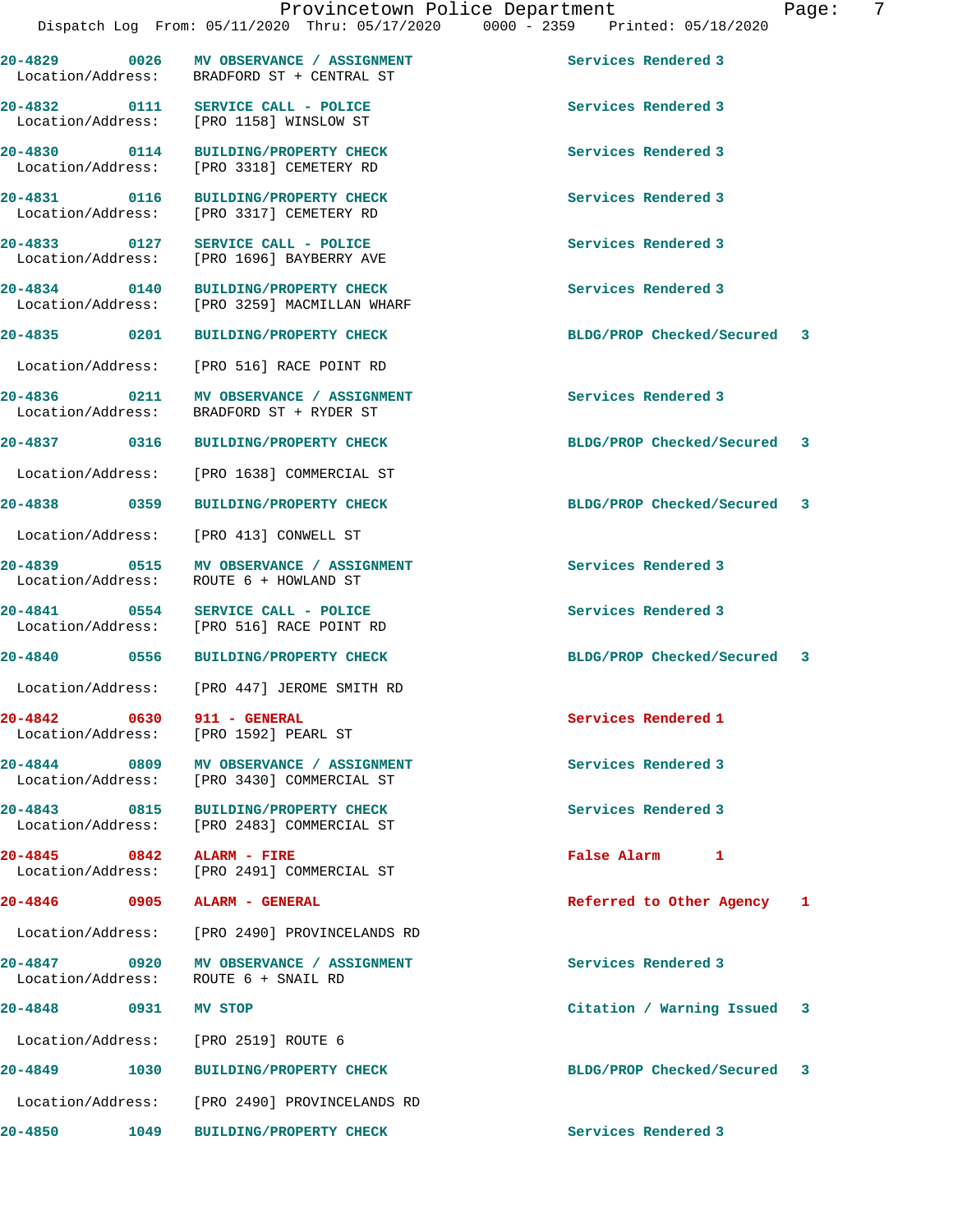| Call # | Time | Call Reason | Action |
|---|---|---|---|
| 20-4829 | 0026 | MV OBSERVANCE / ASSIGNMENT | Services Rendered 3 |
| Location/Address: | | BRADFORD ST + CENTRAL ST | |
| 20-4832 | 0111 | SERVICE CALL - POLICE | Services Rendered 3 |
| Location/Address: | | [PRO 1158] WINSLOW ST | |
| 20-4830 | 0114 | BUILDING/PROPERTY CHECK | Services Rendered 3 |
| Location/Address: | | [PRO 3318] CEMETERY RD | |
| 20-4831 | 0116 | BUILDING/PROPERTY CHECK | Services Rendered 3 |
| Location/Address: | | [PRO 3317] CEMETERY RD | |
| 20-4833 | 0127 | SERVICE CALL - POLICE | Services Rendered 3 |
| Location/Address: | | [PRO 1696] BAYBERRY AVE | |
| 20-4834 | 0140 | BUILDING/PROPERTY CHECK | Services Rendered 3 |
| Location/Address: | | [PRO 3259] MACMILLAN WHARF | |
| 20-4835 | 0201 | BUILDING/PROPERTY CHECK | BLDG/PROP Checked/Secured 3 |
| Location/Address: | | [PRO 516] RACE POINT RD | |
| 20-4836 | 0211 | MV OBSERVANCE / ASSIGNMENT | Services Rendered 3 |
| Location/Address: | | BRADFORD ST + RYDER ST | |
| 20-4837 | 0316 | BUILDING/PROPERTY CHECK | BLDG/PROP Checked/Secured 3 |
| Location/Address: | | [PRO 1638] COMMERCIAL ST | |
| 20-4838 | 0359 | BUILDING/PROPERTY CHECK | BLDG/PROP Checked/Secured 3 |
| Location/Address: | | [PRO 413] CONWELL ST | |
| 20-4839 | 0515 | MV OBSERVANCE / ASSIGNMENT | Services Rendered 3 |
| Location/Address: | | ROUTE 6 + HOWLAND ST | |
| 20-4841 | 0554 | SERVICE CALL - POLICE | Services Rendered 3 |
| Location/Address: | | [PRO 516] RACE POINT RD | |
| 20-4840 | 0556 | BUILDING/PROPERTY CHECK | BLDG/PROP Checked/Secured 3 |
| Location/Address: | | [PRO 447] JEROME SMITH RD | |
| 20-4842 | 0630 | 911 - GENERAL | Services Rendered 1 |
| Location/Address: | | [PRO 1592] PEARL ST | |
| 20-4844 | 0809 | MV OBSERVANCE / ASSIGNMENT | Services Rendered 3 |
| Location/Address: | | [PRO 3430] COMMERCIAL ST | |
| 20-4843 | 0815 | BUILDING/PROPERTY CHECK | Services Rendered 3 |
| Location/Address: | | [PRO 2483] COMMERCIAL ST | |
| 20-4845 | 0842 | ALARM - FIRE | False Alarm 1 |
| Location/Address: | | [PRO 2491] COMMERCIAL ST | |
| 20-4846 | 0905 | ALARM - GENERAL | Referred to Other Agency 1 |
| Location/Address: | | [PRO 2490] PROVINCELANDS RD | |
| 20-4847 | 0920 | MV OBSERVANCE / ASSIGNMENT | Services Rendered 3 |
| Location/Address: | | ROUTE 6 + SNAIL RD | |
| 20-4848 | 0931 | MV STOP | Citation / Warning Issued 3 |
| Location/Address: | | [PRO 2519] ROUTE 6 | |
| 20-4849 | 1030 | BUILDING/PROPERTY CHECK | BLDG/PROP Checked/Secured 3 |
| Location/Address: | | [PRO 2490] PROVINCELANDS RD | |
| 20-4850 | 1049 | BUILDING/PROPERTY CHECK | Services Rendered 3 |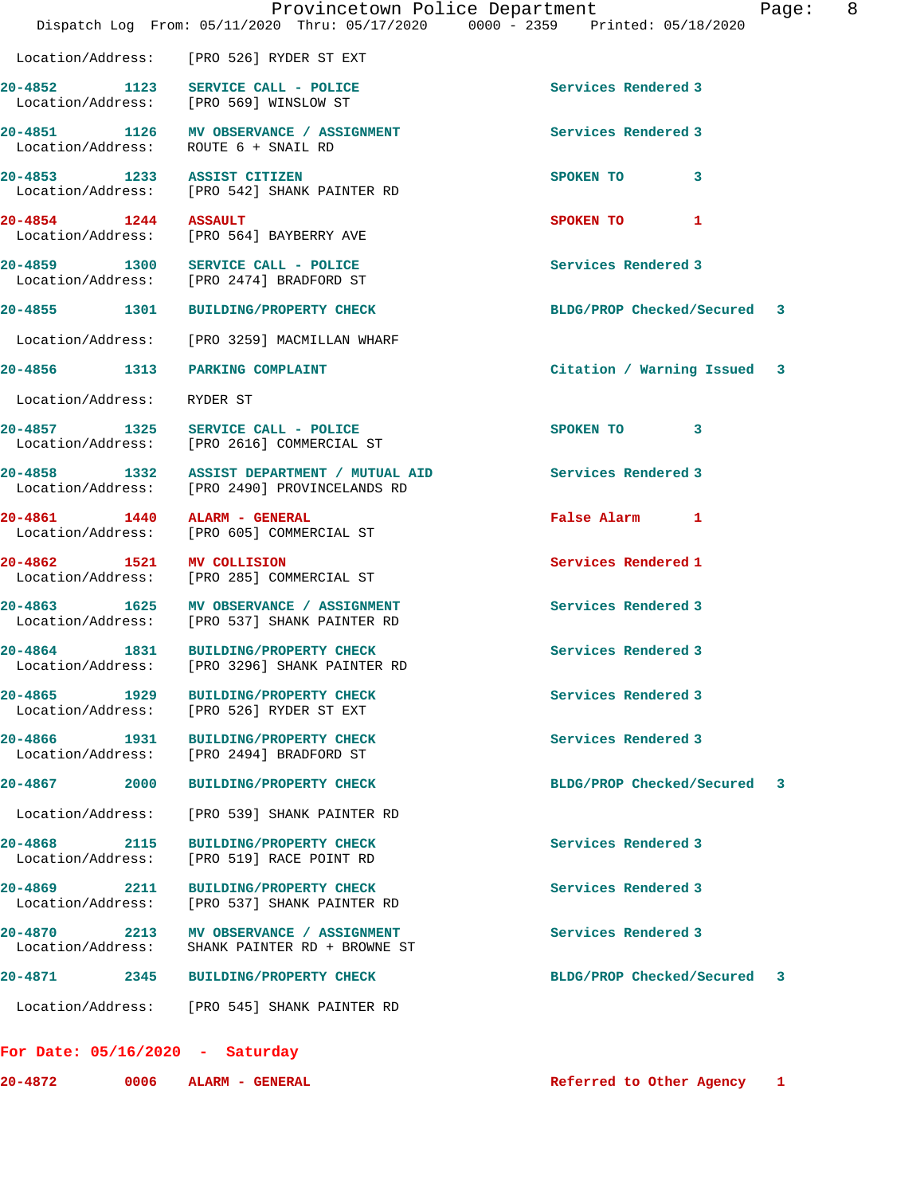Location/Address: [PRO 526] RYDER ST EXT

| Call # | Time | Call Reason | Action | Priority |
|---|---|---|---|---|
| 20-4852 | 1123 | SERVICE CALL - POLICE | Services Rendered | 3 |

Location/Address: [PRO 569] WINSLOW ST

| Call # | Time | Call Reason | Action | Priority |
|---|---|---|---|---|
| 20-4851 | 1126 | MV OBSERVANCE / ASSIGNMENT | Services Rendered | 3 |

Location/Address: ROUTE 6 + SNAIL RD

| Call # | Time | Call Reason | Action | Priority |
|---|---|---|---|---|
| 20-4853 | 1233 | ASSIST CITIZEN | SPOKEN TO | 3 |

Location/Address: [PRO 542] SHANK PAINTER RD

| Call # | Time | Call Reason | Action | Priority |
|---|---|---|---|---|
| 20-4854 | 1244 | ASSAULT | SPOKEN TO | 1 |

Location/Address: [PRO 564] BAYBERRY AVE

| Call # | Time | Call Reason | Action | Priority |
|---|---|---|---|---|
| 20-4859 | 1300 | SERVICE CALL - POLICE | Services Rendered | 3 |

Location/Address: [PRO 2474] BRADFORD ST

| Call # | Time | Call Reason | Action | Priority |
|---|---|---|---|---|
| 20-4855 | 1301 | BUILDING/PROPERTY CHECK | BLDG/PROP Checked/Secured | 3 |

Location/Address: [PRO 3259] MACMILLAN WHARF

| Call # | Time | Call Reason | Action | Priority |
|---|---|---|---|---|
| 20-4856 | 1313 | PARKING COMPLAINT | Citation / Warning Issued | 3 |

Location/Address: RYDER ST

| Call # | Time | Call Reason | Action | Priority |
|---|---|---|---|---|
| 20-4857 | 1325 | SERVICE CALL - POLICE | SPOKEN TO | 3 |

Location/Address: [PRO 2616] COMMERCIAL ST

| Call # | Time | Call Reason | Action | Priority |
|---|---|---|---|---|
| 20-4858 | 1332 | ASSIST DEPARTMENT / MUTUAL AID | Services Rendered | 3 |

Location/Address: [PRO 2490] PROVINCELANDS RD

| Call # | Time | Call Reason | Action | Priority |
|---|---|---|---|---|
| 20-4861 | 1440 | ALARM - GENERAL | False Alarm | 1 |

Location/Address: [PRO 605] COMMERCIAL ST

| Call # | Time | Call Reason | Action | Priority |
|---|---|---|---|---|
| 20-4862 | 1521 | MV COLLISION | Services Rendered | 1 |

Location/Address: [PRO 285] COMMERCIAL ST

| Call # | Time | Call Reason | Action | Priority |
|---|---|---|---|---|
| 20-4863 | 1625 | MV OBSERVANCE / ASSIGNMENT | Services Rendered | 3 |

Location/Address: [PRO 537] SHANK PAINTER RD

| Call # | Time | Call Reason | Action | Priority |
|---|---|---|---|---|
| 20-4864 | 1831 | BUILDING/PROPERTY CHECK | Services Rendered | 3 |

Location/Address: [PRO 3296] SHANK PAINTER RD

| Call # | Time | Call Reason | Action | Priority |
|---|---|---|---|---|
| 20-4865 | 1929 | BUILDING/PROPERTY CHECK | Services Rendered | 3 |

Location/Address: [PRO 526] RYDER ST EXT

| Call # | Time | Call Reason | Action | Priority |
|---|---|---|---|---|
| 20-4866 | 1931 | BUILDING/PROPERTY CHECK | Services Rendered | 3 |

Location/Address: [PRO 2494] BRADFORD ST

| Call # | Time | Call Reason | Action | Priority |
|---|---|---|---|---|
| 20-4867 | 2000 | BUILDING/PROPERTY CHECK | BLDG/PROP Checked/Secured | 3 |

Location/Address: [PRO 539] SHANK PAINTER RD

| Call # | Time | Call Reason | Action | Priority |
|---|---|---|---|---|
| 20-4868 | 2115 | BUILDING/PROPERTY CHECK | Services Rendered | 3 |

Location/Address: [PRO 519] RACE POINT RD

| Call # | Time | Call Reason | Action | Priority |
|---|---|---|---|---|
| 20-4869 | 2211 | BUILDING/PROPERTY CHECK | Services Rendered | 3 |

Location/Address: [PRO 537] SHANK PAINTER RD

| Call # | Time | Call Reason | Action | Priority |
|---|---|---|---|---|
| 20-4870 | 2213 | MV OBSERVANCE / ASSIGNMENT | Services Rendered | 3 |

Location/Address: SHANK PAINTER RD + BROWNE ST

| Call # | Time | Call Reason | Action | Priority |
|---|---|---|---|---|
| 20-4871 | 2345 | BUILDING/PROPERTY CHECK | BLDG/PROP Checked/Secured | 3 |

Location/Address: [PRO 545] SHANK PAINTER RD

## For Date: 05/16/2020 - Saturday

| Call # | Time | Call Reason | Action | Priority |
|---|---|---|---|---|
| 20-4872 | 0006 | ALARM - GENERAL | Referred to Other Agency | 1 |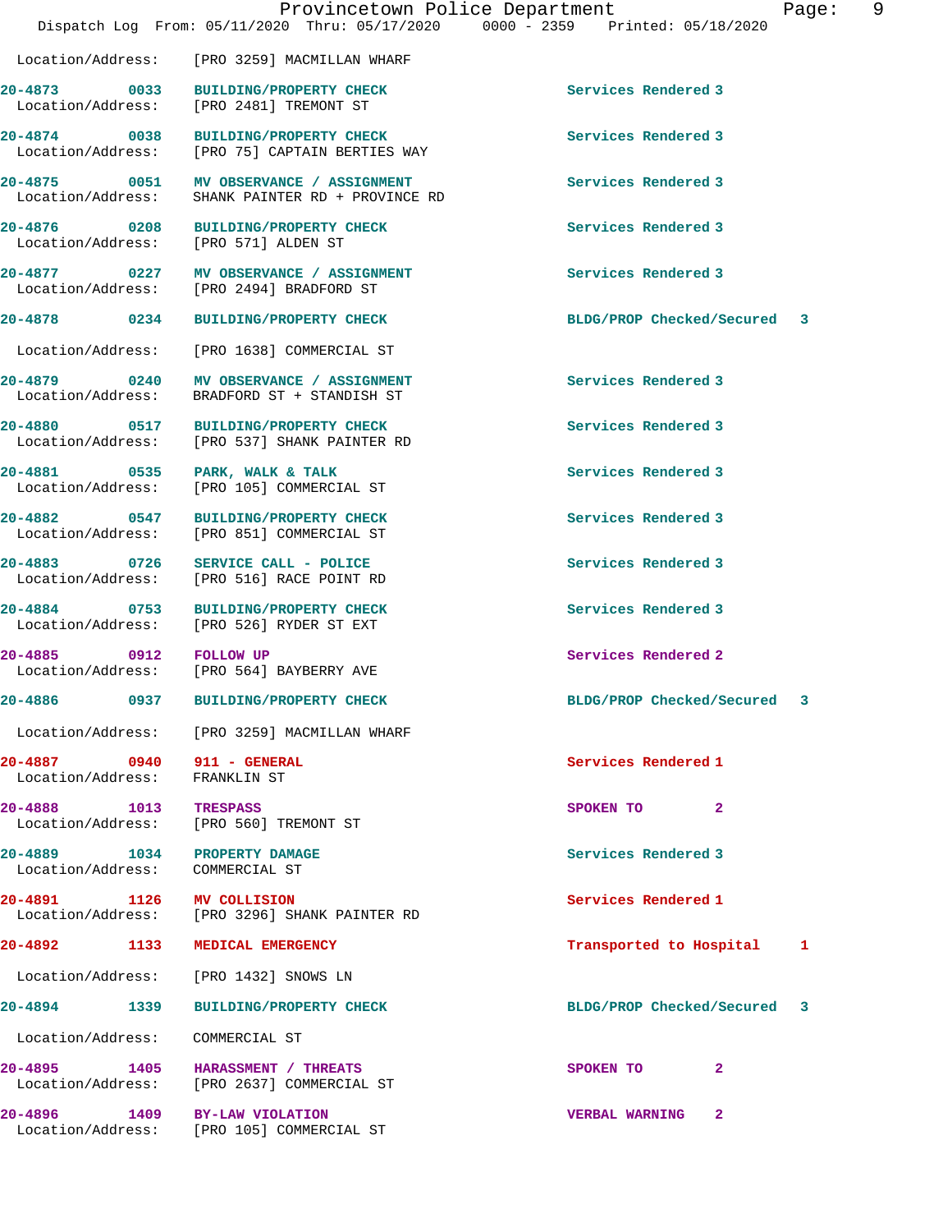Location/Address: [PRO 3259] MACMILLAN WHARF

| Call # | Time | Call Type | Disposition | Priority |
|---|---|---|---|---|
| 20-4873 | 0033 | BUILDING/PROPERTY CHECK | Services Rendered | 3 |
| | | Location/Address: [PRO 2481] TREMONT ST | | |
| 20-4874 | 0038 | BUILDING/PROPERTY CHECK | Services Rendered | 3 |
| | | Location/Address: [PRO 75] CAPTAIN BERTIES WAY | | |
| 20-4875 | 0051 | MV OBSERVANCE / ASSIGNMENT | Services Rendered | 3 |
| | | Location/Address: SHANK PAINTER RD + PROVINCE RD | | |
| 20-4876 | 0208 | BUILDING/PROPERTY CHECK | Services Rendered | 3 |
| | | Location/Address: [PRO 571] ALDEN ST | | |
| 20-4877 | 0227 | MV OBSERVANCE / ASSIGNMENT | Services Rendered | 3 |
| | | Location/Address: [PRO 2494] BRADFORD ST | | |
| 20-4878 | 0234 | BUILDING/PROPERTY CHECK | BLDG/PROP Checked/Secured | 3 |
| | | Location/Address: [PRO 1638] COMMERCIAL ST | | |
| 20-4879 | 0240 | MV OBSERVANCE / ASSIGNMENT | Services Rendered | 3 |
| | | Location/Address: BRADFORD ST + STANDISH ST | | |
| 20-4880 | 0517 | BUILDING/PROPERTY CHECK | Services Rendered | 3 |
| | | Location/Address: [PRO 537] SHANK PAINTER RD | | |
| 20-4881 | 0535 | PARK, WALK & TALK | Services Rendered | 3 |
| | | Location/Address: [PRO 105] COMMERCIAL ST | | |
| 20-4882 | 0547 | BUILDING/PROPERTY CHECK | Services Rendered | 3 |
| | | Location/Address: [PRO 851] COMMERCIAL ST | | |
| 20-4883 | 0726 | SERVICE CALL - POLICE | Services Rendered | 3 |
| | | Location/Address: [PRO 516] RACE POINT RD | | |
| 20-4884 | 0753 | BUILDING/PROPERTY CHECK | Services Rendered | 3 |
| | | Location/Address: [PRO 526] RYDER ST EXT | | |
| 20-4885 | 0912 | FOLLOW UP | Services Rendered | 2 |
| | | Location/Address: [PRO 564] BAYBERRY AVE | | |
| 20-4886 | 0937 | BUILDING/PROPERTY CHECK | BLDG/PROP Checked/Secured | 3 |
| | | Location/Address: [PRO 3259] MACMILLAN WHARF | | |
| 20-4887 | 0940 | 911 - GENERAL | Services Rendered | 1 |
| | | Location/Address: FRANKLIN ST | | |
| 20-4888 | 1013 | TRESPASS | SPOKEN TO | 2 |
| | | Location/Address: [PRO 560] TREMONT ST | | |
| 20-4889 | 1034 | PROPERTY DAMAGE | Services Rendered | 3 |
| | | Location/Address: COMMERCIAL ST | | |
| 20-4891 | 1126 | MV COLLISION | Services Rendered | 1 |
| | | Location/Address: [PRO 3296] SHANK PAINTER RD | | |
| 20-4892 | 1133 | MEDICAL EMERGENCY | Transported to Hospital | 1 |
| | | Location/Address: [PRO 1432] SNOWS LN | | |
| 20-4894 | 1339 | BUILDING/PROPERTY CHECK | BLDG/PROP Checked/Secured | 3 |
| | | Location/Address: COMMERCIAL ST | | |
| 20-4895 | 1405 | HARASSMENT / THREATS | SPOKEN TO | 2 |
| | | Location/Address: [PRO 2637] COMMERCIAL ST | | |
| 20-4896 | 1409 | BY-LAW VIOLATION | VERBAL WARNING | 2 |
| | | Location/Address: [PRO 105] COMMERCIAL ST | | |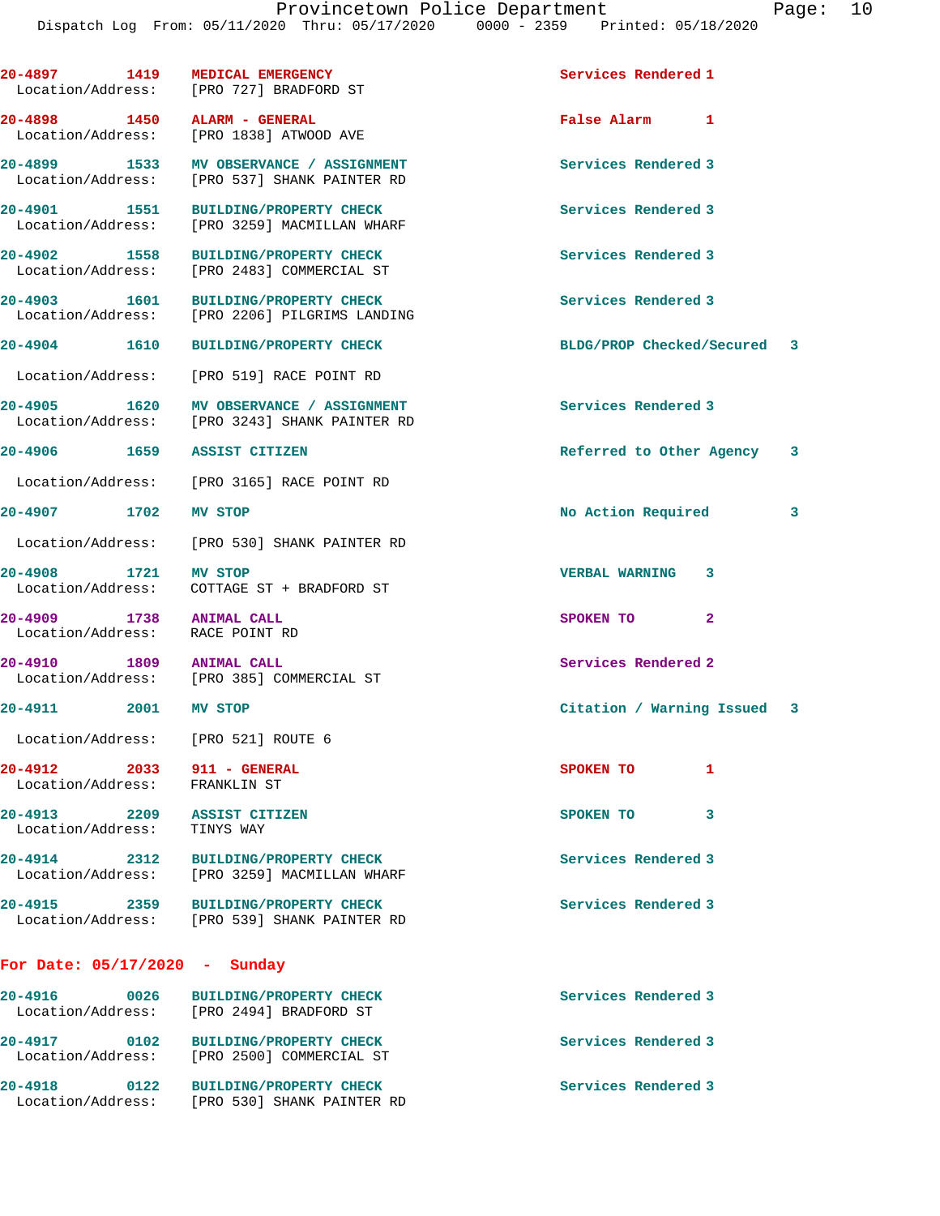20-4897 1419 MEDICAL EMERGENCY Services Rendered 1
Location/Address: [PRO 727] BRADFORD ST

20-4898 1450 ALARM - GENERAL False Alarm 1
Location/Address: [PRO 1838] ATWOOD AVE

20-4899 1533 MV OBSERVANCE / ASSIGNMENT Services Rendered 3
Location/Address: [PRO 537] SHANK PAINTER RD

20-4901 1551 BUILDING/PROPERTY CHECK Services Rendered 3
Location/Address: [PRO 3259] MACMILLAN WHARF

20-4902 1558 BUILDING/PROPERTY CHECK Services Rendered 3
Location/Address: [PRO 2483] COMMERCIAL ST

20-4903 1601 BUILDING/PROPERTY CHECK Services Rendered 3
Location/Address: [PRO 2206] PILGRIMS LANDING

20-4904 1610 BUILDING/PROPERTY CHECK BLDG/PROP Checked/Secured 3
Location/Address: [PRO 519] RACE POINT RD

20-4905 1620 MV OBSERVANCE / ASSIGNMENT Services Rendered 3
Location/Address: [PRO 3243] SHANK PAINTER RD

20-4906 1659 ASSIST CITIZEN Referred to Other Agency 3
Location/Address: [PRO 3165] RACE POINT RD

20-4907 1702 MV STOP No Action Required 3
Location/Address: [PRO 530] SHANK PAINTER RD

20-4908 1721 MV STOP VERBAL WARNING 3
Location/Address: COTTAGE ST + BRADFORD ST

20-4909 1738 ANIMAL CALL SPOKEN TO 2
Location/Address: RACE POINT RD

20-4910 1809 ANIMAL CALL Services Rendered 2
Location/Address: [PRO 385] COMMERCIAL ST

20-4911 2001 MV STOP Citation / Warning Issued 3
Location/Address: [PRO 521] ROUTE 6

20-4912 2033 911 - GENERAL SPOKEN TO 1
Location/Address: FRANKLIN ST

20-4913 2209 ASSIST CITIZEN SPOKEN TO 3
Location/Address: TINYS WAY

20-4914 2312 BUILDING/PROPERTY CHECK Services Rendered 3
Location/Address: [PRO 3259] MACMILLAN WHARF

20-4915 2359 BUILDING/PROPERTY CHECK Services Rendered 3
Location/Address: [PRO 539] SHANK PAINTER RD

## For Date: 05/17/2020 - Sunday

20-4916 0026 BUILDING/PROPERTY CHECK Services Rendered 3
Location/Address: [PRO 2494] BRADFORD ST

20-4917 0102 BUILDING/PROPERTY CHECK Services Rendered 3
Location/Address: [PRO 2500] COMMERCIAL ST

20-4918 0122 BUILDING/PROPERTY CHECK Services Rendered 3
Location/Address: [PRO 530] SHANK PAINTER RD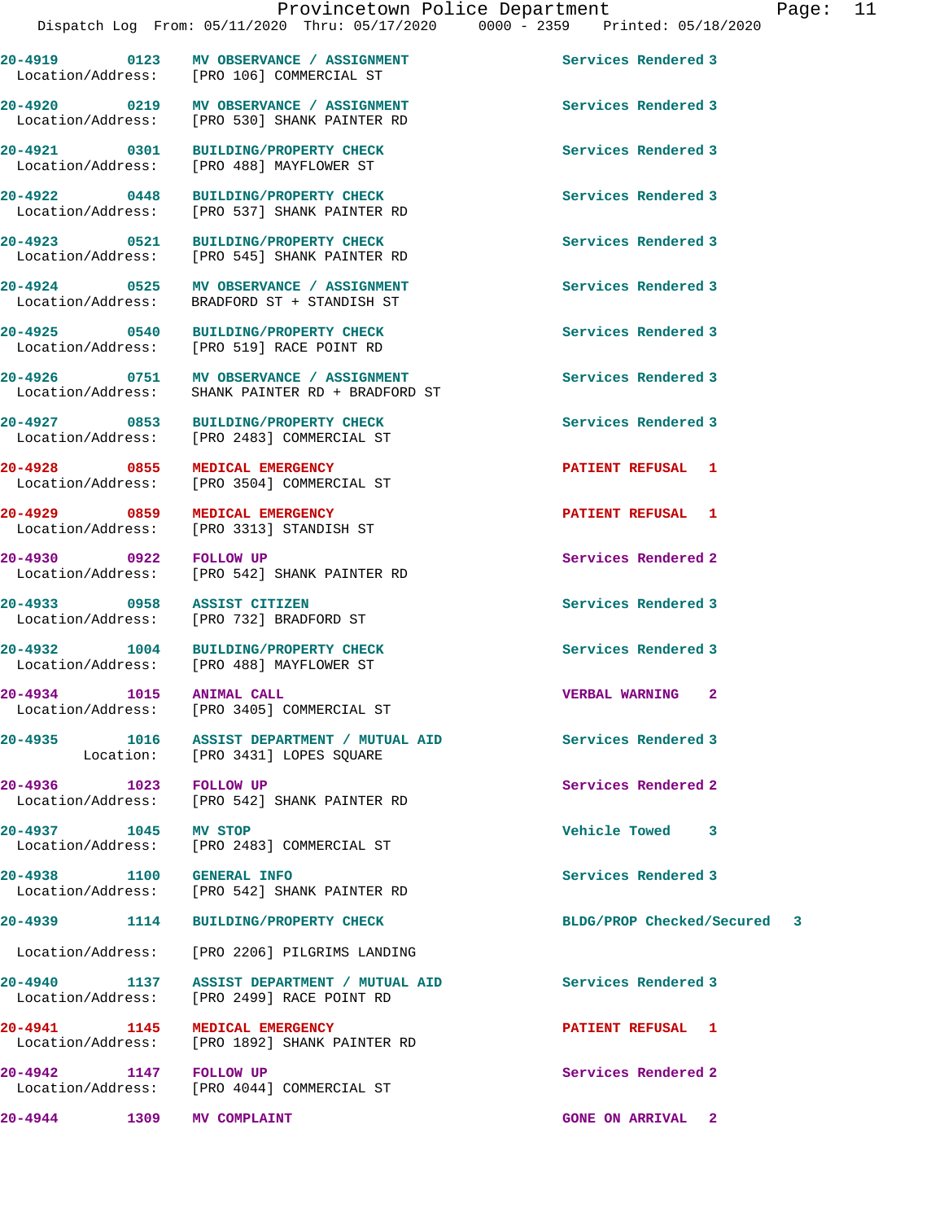| Call # | Time | Call Reason | Action |
|---|---|---|---|
| 20-4919 | 0123 | MV OBSERVANCE / ASSIGNMENT | Services Rendered 3 |
| Location/Address: | | [PRO 106] COMMERCIAL ST | |
| 20-4920 | 0219 | MV OBSERVANCE / ASSIGNMENT | Services Rendered 3 |
| Location/Address: | | [PRO 530] SHANK PAINTER RD | |
| 20-4921 | 0301 | BUILDING/PROPERTY CHECK | Services Rendered 3 |
| Location/Address: | | [PRO 488] MAYFLOWER ST | |
| 20-4922 | 0448 | BUILDING/PROPERTY CHECK | Services Rendered 3 |
| Location/Address: | | [PRO 537] SHANK PAINTER RD | |
| 20-4923 | 0521 | BUILDING/PROPERTY CHECK | Services Rendered 3 |
| Location/Address: | | [PRO 545] SHANK PAINTER RD | |
| 20-4924 | 0525 | MV OBSERVANCE / ASSIGNMENT | Services Rendered 3 |
| Location/Address: | | BRADFORD ST + STANDISH ST | |
| 20-4925 | 0540 | BUILDING/PROPERTY CHECK | Services Rendered 3 |
| Location/Address: | | [PRO 519] RACE POINT RD | |
| 20-4926 | 0751 | MV OBSERVANCE / ASSIGNMENT | Services Rendered 3 |
| Location/Address: | | SHANK PAINTER RD + BRADFORD ST | |
| 20-4927 | 0853 | BUILDING/PROPERTY CHECK | Services Rendered 3 |
| Location/Address: | | [PRO 2483] COMMERCIAL ST | |
| 20-4928 | 0855 | MEDICAL EMERGENCY | PATIENT REFUSAL 1 |
| Location/Address: | | [PRO 3504] COMMERCIAL ST | |
| 20-4929 | 0859 | MEDICAL EMERGENCY | PATIENT REFUSAL 1 |
| Location/Address: | | [PRO 3313] STANDISH ST | |
| 20-4930 | 0922 | FOLLOW UP | Services Rendered 2 |
| Location/Address: | | [PRO 542] SHANK PAINTER RD | |
| 20-4933 | 0958 | ASSIST CITIZEN | Services Rendered 3 |
| Location/Address: | | [PRO 732] BRADFORD ST | |
| 20-4932 | 1004 | BUILDING/PROPERTY CHECK | Services Rendered 3 |
| Location/Address: | | [PRO 488] MAYFLOWER ST | |
| 20-4934 | 1015 | ANIMAL CALL | VERBAL WARNING 2 |
| Location/Address: | | [PRO 3405] COMMERCIAL ST | |
| 20-4935 | 1016 | ASSIST DEPARTMENT / MUTUAL AID | Services Rendered 3 |
| Location: | | [PRO 3431] LOPES SQUARE | |
| 20-4936 | 1023 | FOLLOW UP | Services Rendered 2 |
| Location/Address: | | [PRO 542] SHANK PAINTER RD | |
| 20-4937 | 1045 | MV STOP | Vehicle Towed 3 |
| Location/Address: | | [PRO 2483] COMMERCIAL ST | |
| 20-4938 | 1100 | GENERAL INFO | Services Rendered 3 |
| Location/Address: | | [PRO 542] SHANK PAINTER RD | |
| 20-4939 | 1114 | BUILDING/PROPERTY CHECK | BLDG/PROP Checked/Secured 3 |
| Location/Address: | | [PRO 2206] PILGRIMS LANDING | |
| 20-4940 | 1137 | ASSIST DEPARTMENT / MUTUAL AID | Services Rendered 3 |
| Location/Address: | | [PRO 2499] RACE POINT RD | |
| 20-4941 | 1145 | MEDICAL EMERGENCY | PATIENT REFUSAL 1 |
| Location/Address: | | [PRO 1892] SHANK PAINTER RD | |
| 20-4942 | 1147 | FOLLOW UP | Services Rendered 2 |
| Location/Address: | | [PRO 4044] COMMERCIAL ST | |
| 20-4944 | 1309 | MV COMPLAINT | GONE ON ARRIVAL 2 |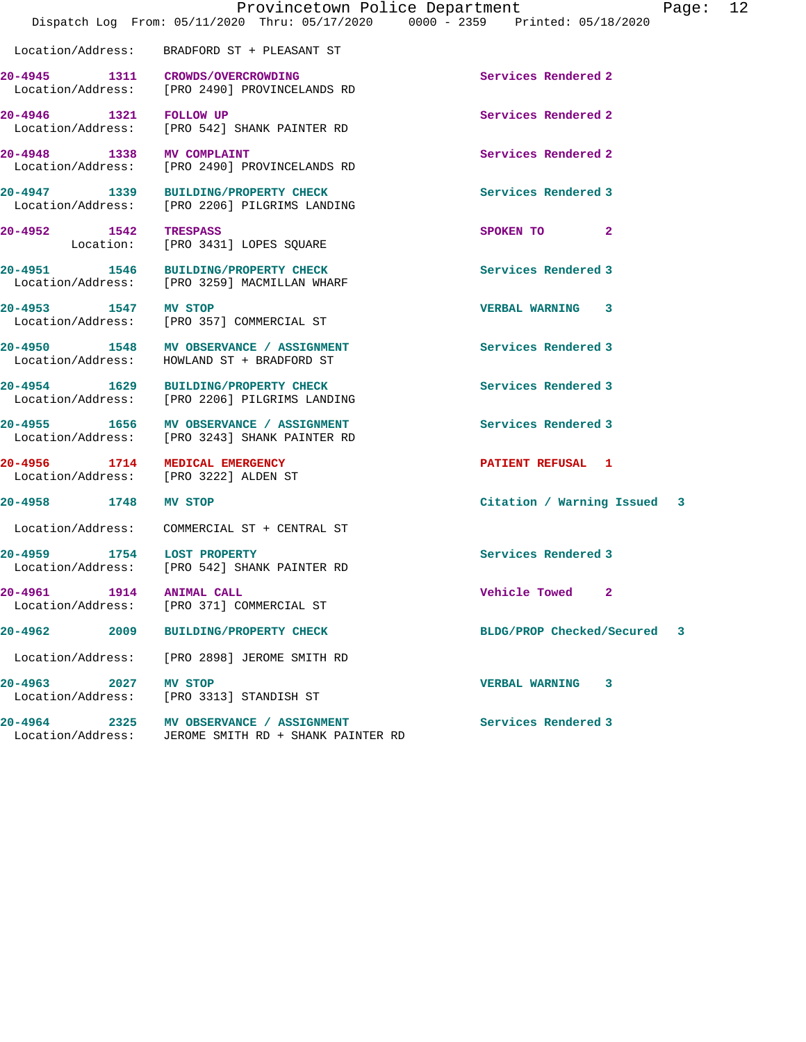Location/Address: BRADFORD ST + PLEASANT ST

| | | | | |
|---|---|---|---|---|
| 20-4945 | 1311 | CROWDS/OVERCROWDING | Services Rendered | 2 |
| | | Location/Address: [PRO 2490] PROVINCELANDS RD | | |
| 20-4946 | 1321 | FOLLOW UP | Services Rendered | 2 |
| | | Location/Address: [PRO 542] SHANK PAINTER RD | | |
| 20-4948 | 1338 | MV COMPLAINT | Services Rendered | 2 |
| | | Location/Address: [PRO 2490] PROVINCELANDS RD | | |
| 20-4947 | 1339 | BUILDING/PROPERTY CHECK | Services Rendered | 3 |
| | | Location/Address: [PRO 2206] PILGRIMS LANDING | | |
| 20-4952 | 1542 | TRESPASS | SPOKEN TO | 2 |
| | | Location: [PRO 3431] LOPES SQUARE | | |
| 20-4951 | 1546 | BUILDING/PROPERTY CHECK | Services Rendered | 3 |
| | | Location/Address: [PRO 3259] MACMILLAN WHARF | | |
| 20-4953 | 1547 | MV STOP | VERBAL WARNING | 3 |
| | | Location/Address: [PRO 357] COMMERCIAL ST | | |
| 20-4950 | 1548 | MV OBSERVANCE / ASSIGNMENT | Services Rendered | 3 |
| | | Location/Address: HOWLAND ST + BRADFORD ST | | |
| 20-4954 | 1629 | BUILDING/PROPERTY CHECK | Services Rendered | 3 |
| | | Location/Address: [PRO 2206] PILGRIMS LANDING | | |
| 20-4955 | 1656 | MV OBSERVANCE / ASSIGNMENT | Services Rendered | 3 |
| | | Location/Address: [PRO 3243] SHANK PAINTER RD | | |
| 20-4956 | 1714 | MEDICAL EMERGENCY | PATIENT REFUSAL | 1 |
| | | Location/Address: [PRO 3222] ALDEN ST | | |
| 20-4958 | 1748 | MV STOP | Citation / Warning Issued | 3 |
| | | Location/Address: COMMERCIAL ST + CENTRAL ST | | |
| 20-4959 | 1754 | LOST PROPERTY | Services Rendered | 3 |
| | | Location/Address: [PRO 542] SHANK PAINTER RD | | |
| 20-4961 | 1914 | ANIMAL CALL | Vehicle Towed | 2 |
| | | Location/Address: [PRO 371] COMMERCIAL ST | | |
| 20-4962 | 2009 | BUILDING/PROPERTY CHECK | BLDG/PROP Checked/Secured | 3 |
| | | Location/Address: [PRO 2898] JEROME SMITH RD | | |
| 20-4963 | 2027 | MV STOP | VERBAL WARNING | 3 |
| | | Location/Address: [PRO 3313] STANDISH ST | | |
| 20-4964 | 2325 | MV OBSERVANCE / ASSIGNMENT | Services Rendered | 3 |
| | | Location/Address: JEROME SMITH RD + SHANK PAINTER RD | | |